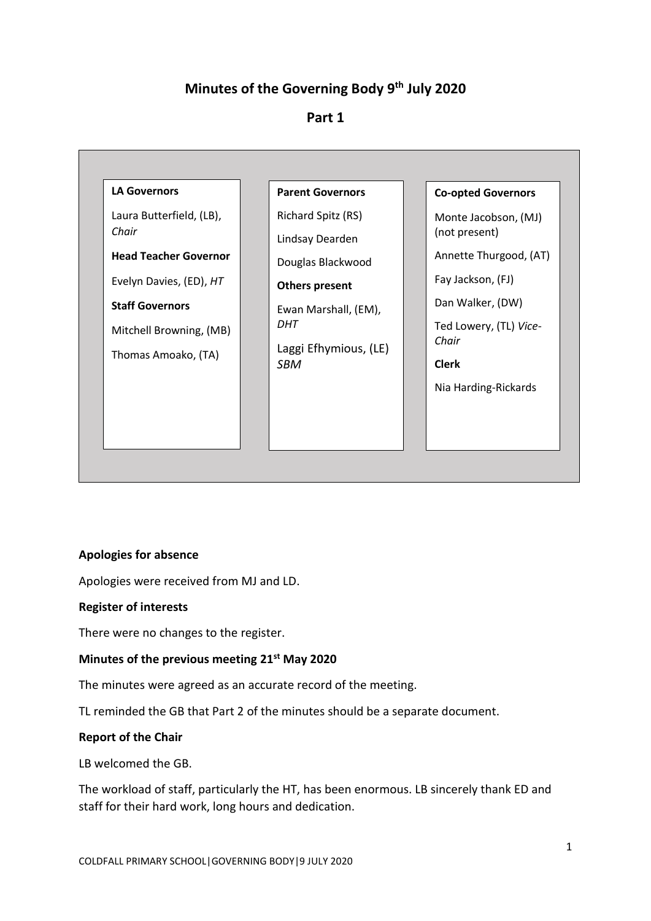# Minutes of the Governing Body 9th July 2020

## Part 1

**LA Governors**

Laura Butterfield, (LB), *Chair*

**Head Teacher Governor**

Evelyn Davies, (ED), *HT*

**Staff Governors**

Mitchell Browning, (MB)

Thomas Amoako, (TA)

**Parent Governors**

Richard Spitz (RS)

Lindsay Dearden

Douglas Blackwood

**Others present**

Ewan Marshall, (EM), *DHT*

Laggi Efhymious, (LE) *SBM*

**Co-opted Governors**

Monte Jacobson, (MJ) (not present)

Annette Thurgood, (AT)

Fay Jackson, (FJ)

Dan Walker, (DW)

Ted Lowery, (TL) *Vice-Chair*

**Clerk**

Nia Harding-Rickards

**Apologies for absence**

Apologies were received from MJ and LD.

**Register of interests**

There were no changes to the register.

**Minutes of the previous meeting 21st May 2020**

The minutes were agreed as an accurate record of the meeting.

TL reminded the GB that Part 2 of the minutes should be a separate document.

**Report of the Chair**

LB welcomed the GB.

The workload of staff, particularly the HT, has been enormous. LB sincerely thank ED and staff for their hard work, long hours and dedication.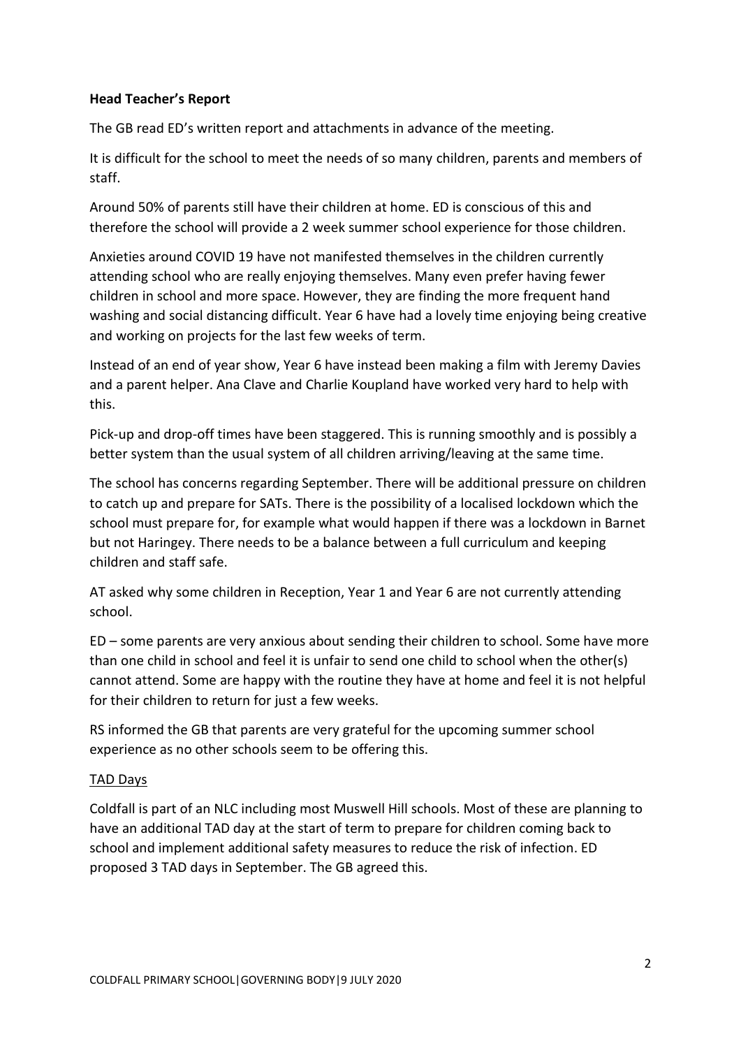**Head Teacher's Report**

The GB read ED's written report and attachments in advance of the meeting.

It is difficult for the school to meet the needs of so many children, parents and members of staff.

Around 50% of parents still have their children at home. ED is conscious of this and therefore the school will provide a 2 week summer school experience for those children.

Anxieties around COVID 19 have not manifested themselves in the children currently attending school who are really enjoying themselves. Many even prefer having fewer children in school and more space. However, they are finding the more frequent hand washing and social distancing difficult. Year 6 have had a lovely time enjoying being creative and working on projects for the last few weeks of term.

Instead of an end of year show, Year 6 have instead been making a film with Jeremy Davies and a parent helper. Ana Clave and Charlie Koupland have worked very hard to help with this.

Pick-up and drop-off times have been staggered. This is running smoothly and is possibly a better system than the usual system of all children arriving/leaving at the same time.

The school has concerns regarding September. There will be additional pressure on children to catch up and prepare for SATs. There is the possibility of a localised lockdown which the school must prepare for, for example what would happen if there was a lockdown in Barnet but not Haringey. There needs to be a balance between a full curriculum and keeping children and staff safe.

AT asked why some children in Reception, Year 1 and Year 6 are not currently attending school.

ED – some parents are very anxious about sending their children to school. Some have more than one child in school and feel it is unfair to send one child to school when the other(s) cannot attend. Some are happy with the routine they have at home and feel it is not helpful for their children to return for just a few weeks.

RS informed the GB that parents are very grateful for the upcoming summer school experience as no other schools seem to be offering this.

TAD Days

Coldfall is part of an NLC including most Muswell Hill schools. Most of these are planning to have an additional TAD day at the start of term to prepare for children coming back to school and implement additional safety measures to reduce the risk of infection. ED proposed 3 TAD days in September. The GB agreed this.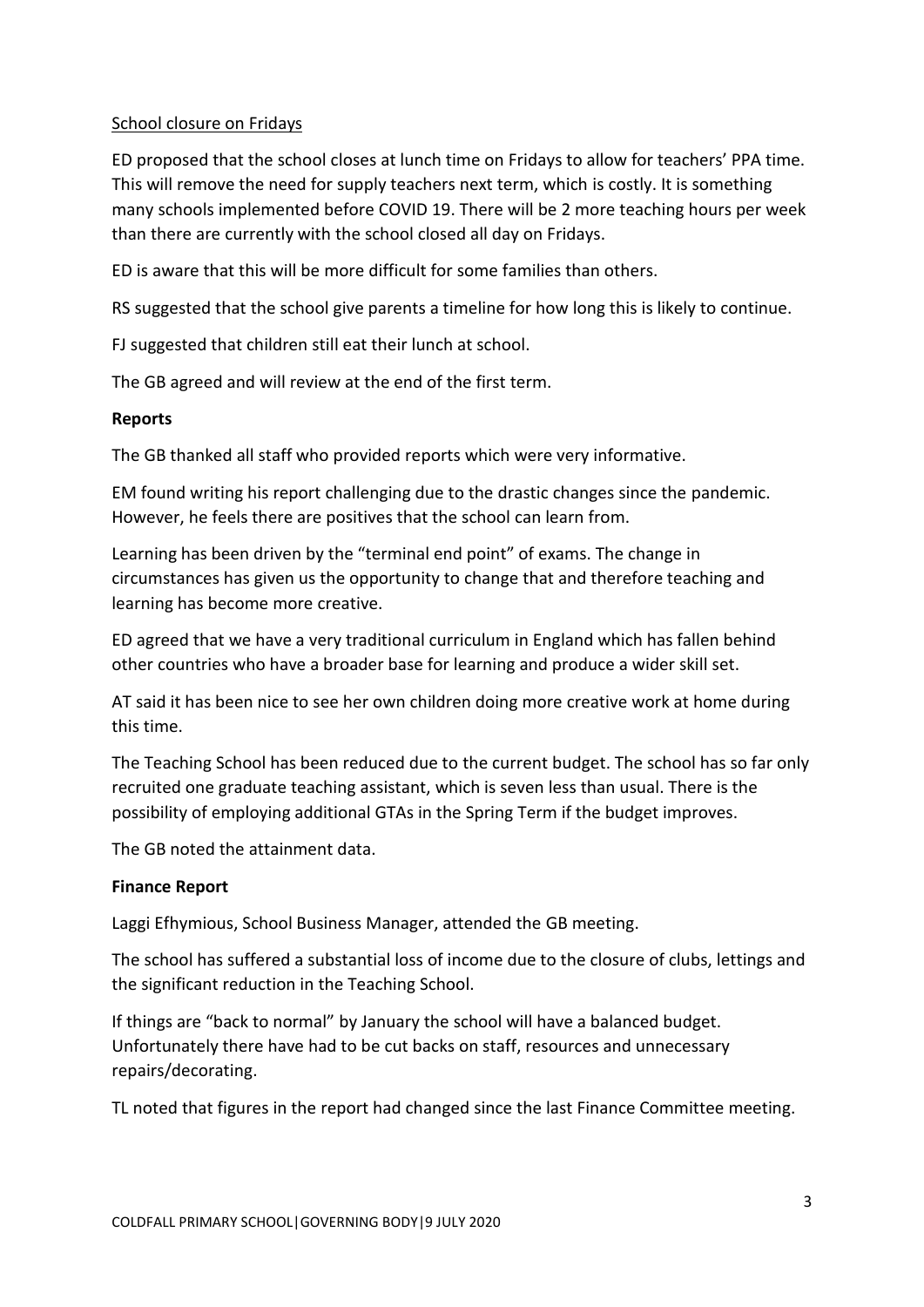School closure on Fridays

ED proposed that the school closes at lunch time on Fridays to allow for teachers' PPA time. This will remove the need for supply teachers next term, which is costly. It is something many schools implemented before COVID 19. There will be 2 more teaching hours per week than there are currently with the school closed all day on Fridays.

ED is aware that this will be more difficult for some families than others.

RS suggested that the school give parents a timeline for how long this is likely to continue.

FJ suggested that children still eat their lunch at school.

The GB agreed and will review at the end of the first term.

**Reports**

The GB thanked all staff who provided reports which were very informative.

EM found writing his report challenging due to the drastic changes since the pandemic. However, he feels there are positives that the school can learn from.

Learning has been driven by the "terminal end point" of exams. The change in circumstances has given us the opportunity to change that and therefore teaching and learning has become more creative.

ED agreed that we have a very traditional curriculum in England which has fallen behind other countries who have a broader base for learning and produce a wider skill set.

AT said it has been nice to see her own children doing more creative work at home during this time.

The Teaching School has been reduced due to the current budget. The school has so far only recruited one graduate teaching assistant, which is seven less than usual. There is the possibility of employing additional GTAs in the Spring Term if the budget improves.

The GB noted the attainment data.

**Finance Report**

Laggi Efhymious, School Business Manager, attended the GB meeting.

The school has suffered a substantial loss of income due to the closure of clubs, lettings and the significant reduction in the Teaching School.

If things are "back to normal" by January the school will have a balanced budget. Unfortunately there have had to be cut backs on staff, resources and unnecessary repairs/decorating.

TL noted that figures in the report had changed since the last Finance Committee meeting.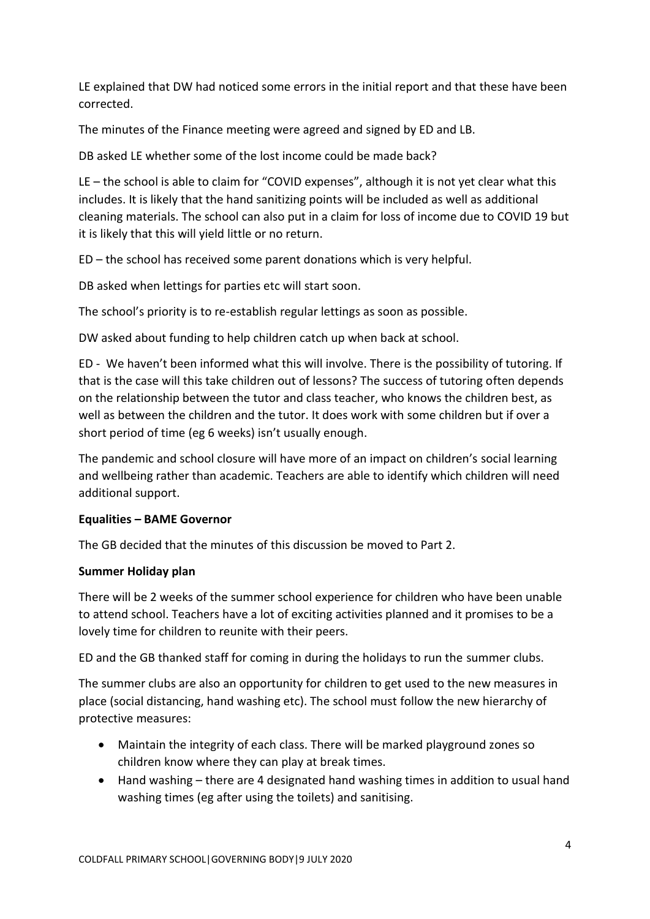LE explained that DW had noticed some errors in the initial report and that these have been corrected.

The minutes of the Finance meeting were agreed and signed by ED and LB.

DB asked LE whether some of the lost income could be made back?

LE – the school is able to claim for "COVID expenses", although it is not yet clear what this includes. It is likely that the hand sanitizing points will be included as well as additional cleaning materials. The school can also put in a claim for loss of income due to COVID 19 but it is likely that this will yield little or no return.

ED – the school has received some parent donations which is very helpful.

DB asked when lettings for parties etc will start soon.

The school's priority is to re-establish regular lettings as soon as possible.

DW asked about funding to help children catch up when back at school.

ED - We haven't been informed what this will involve. There is the possibility of tutoring. If that is the case will this take children out of lessons? The success of tutoring often depends on the relationship between the tutor and class teacher, who knows the children best, as well as between the children and the tutor. It does work with some children but if over a short period of time (eg 6 weeks) isn't usually enough.

The pandemic and school closure will have more of an impact on children's social learning and wellbeing rather than academic. Teachers are able to identify which children will need additional support.

**Equalities – BAME Governor**

The GB decided that the minutes of this discussion be moved to Part 2.

**Summer Holiday plan**

There will be 2 weeks of the summer school experience for children who have been unable to attend school. Teachers have a lot of exciting activities planned and it promises to be a lovely time for children to reunite with their peers.

ED and the GB thanked staff for coming in during the holidays to run the summer clubs.

The summer clubs are also an opportunity for children to get used to the new measures in place (social distancing, hand washing etc). The school must follow the new hierarchy of protective measures:

- Maintain the integrity of each class. There will be marked playground zones so children know where they can play at break times.
- Hand washing – there are 4 designated hand washing times in addition to usual hand washing times (eg after using the toilets) and sanitising.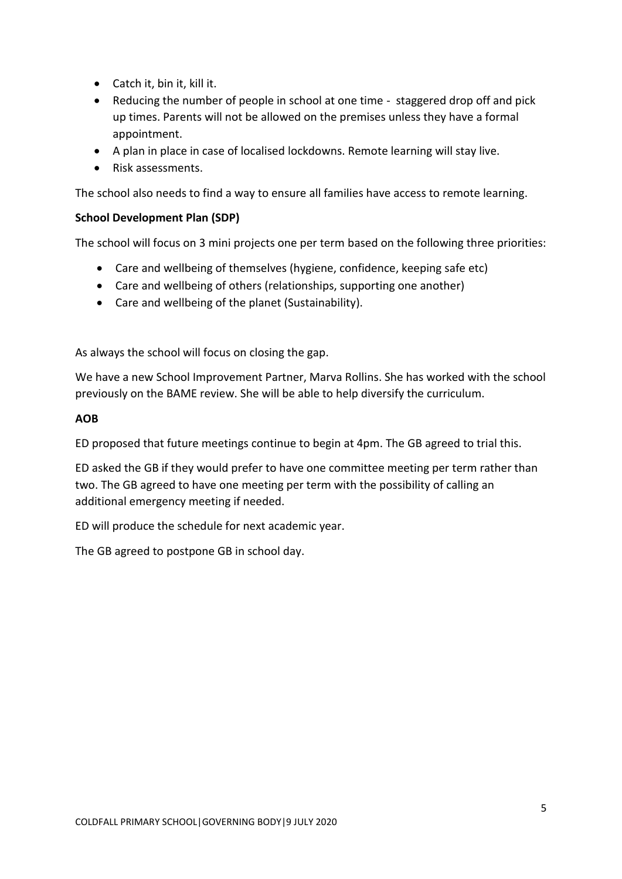- Catch it, bin it, kill it.
- Reducing the number of people in school at one time - staggered drop off and pick up times. Parents will not be allowed on the premises unless they have a formal appointment.
- A plan in place in case of localised lockdowns. Remote learning will stay live.
- Risk assessments.

The school also needs to find a way to ensure all families have access to remote learning.

**School Development Plan (SDP)**

The school will focus on 3 mini projects one per term based on the following three priorities:

- Care and wellbeing of themselves (hygiene, confidence, keeping safe etc)
- Care and wellbeing of others (relationships, supporting one another)
- Care and wellbeing of the planet (Sustainability).

As always the school will focus on closing the gap.

We have a new School Improvement Partner, Marva Rollins. She has worked with the school previously on the BAME review. She will be able to help diversify the curriculum.

**AOB**

ED proposed that future meetings continue to begin at 4pm. The GB agreed to trial this.

ED asked the GB if they would prefer to have one committee meeting per term rather than two. The GB agreed to have one meeting per term with the possibility of calling an additional emergency meeting if needed.

ED will produce the schedule for next academic year.

The GB agreed to postpone GB in school day.